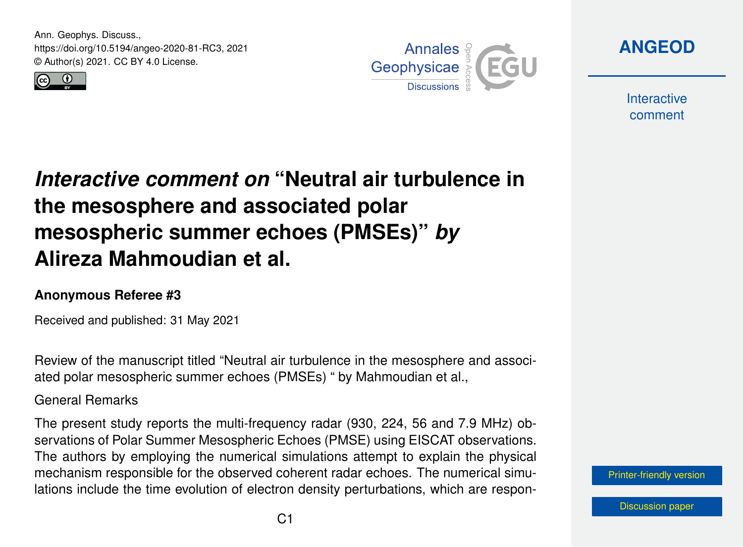# *Interactive comment on* "Neutral air turbulence in the mesosphere and associated polar mesospheric summer echoes (PMSEs)" *by* Alireza Mahmoudian et al.

**Anonymous Referee #3**

Received and published: 31 May 2021

Review of the manuscript titled "Neutral air turbulence in the mesosphere and associated polar mesospheric summer echoes (PMSEs) " by Mahmoudian et al.,

General Remarks

The present study reports the multi-frequency radar (930, 224, 56 and 7.9 MHz) observations of Polar Summer Mesospheric Echoes (PMSE) using EISCAT observations. The authors by employing the numerical simulations attempt to explain the physical mechanism responsible for the observed coherent radar echoes. The numerical simulations include the time evolution of electron density perturbations, which are respon-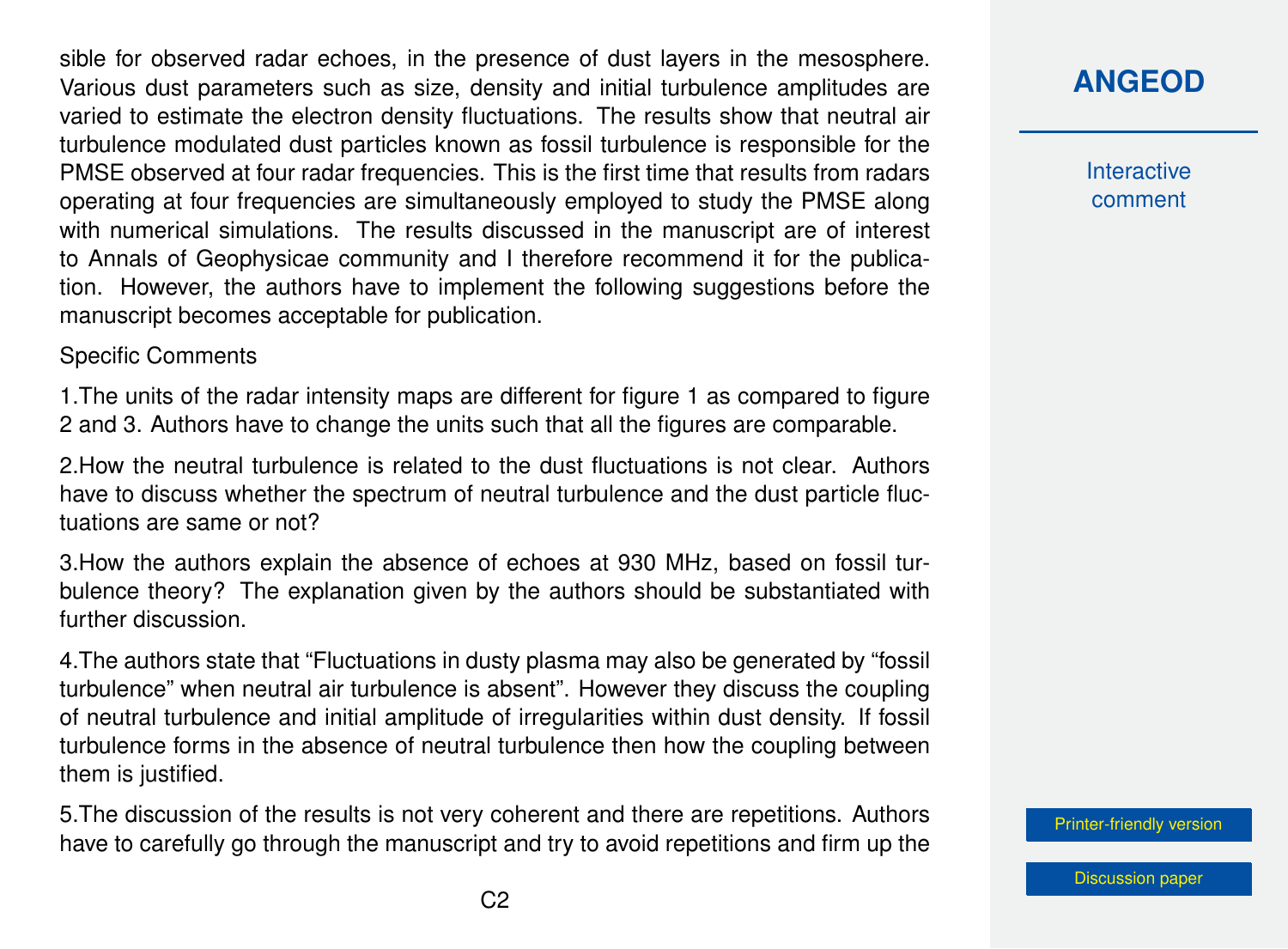sible for observed radar echoes, in the presence of dust layers in the mesosphere. Various dust parameters such as size, density and initial turbulence amplitudes are varied to estimate the electron density fluctuations. The results show that neutral air turbulence modulated dust particles known as fossil turbulence is responsible for the PMSE observed at four radar frequencies. This is the first time that results from radars operating at four frequencies are simultaneously employed to study the PMSE along with numerical simulations. The results discussed in the manuscript are of interest to Annals of Geophysicae community and I therefore recommend it for the publication. However, the authors have to implement the following suggestions before the manuscript becomes acceptable for publication.

Specific Comments

1.The units of the radar intensity maps are different for figure 1 as compared to figure 2 and 3. Authors have to change the units such that all the figures are comparable.

2.How the neutral turbulence is related to the dust fluctuations is not clear. Authors have to discuss whether the spectrum of neutral turbulence and the dust particle fluctuations are same or not?

3.How the authors explain the absence of echoes at 930 MHz, based on fossil turbulence theory? The explanation given by the authors should be substantiated with further discussion.

4.The authors state that "Fluctuations in dusty plasma may also be generated by "fossil turbulence" when neutral air turbulence is absent". However they discuss the coupling of neutral turbulence and initial amplitude of irregularities within dust density. If fossil turbulence forms in the absence of neutral turbulence then how the coupling between them is justified.

5.The discussion of the results is not very coherent and there are repetitions. Authors have to carefully go through the manuscript and try to avoid repetitions and firm up the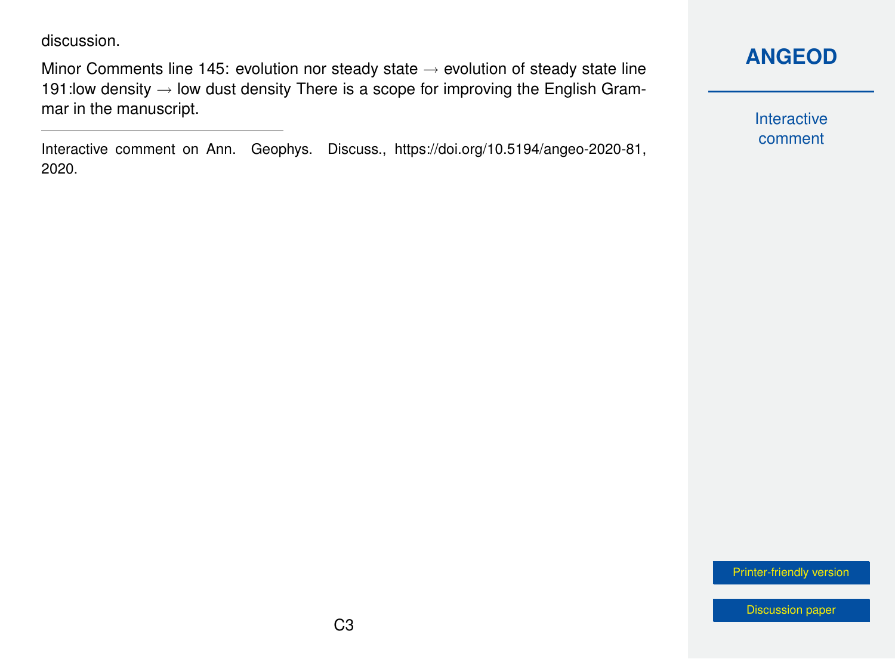discussion.

Minor Comments line 145: evolution nor steady state → evolution of steady state line 191:low density → low dust density There is a scope for improving the English Grammar in the manuscript.

---

Interactive comment on Ann. Geophys. Discuss., https://doi.org/10.5194/angeo-2020-81, 2020.